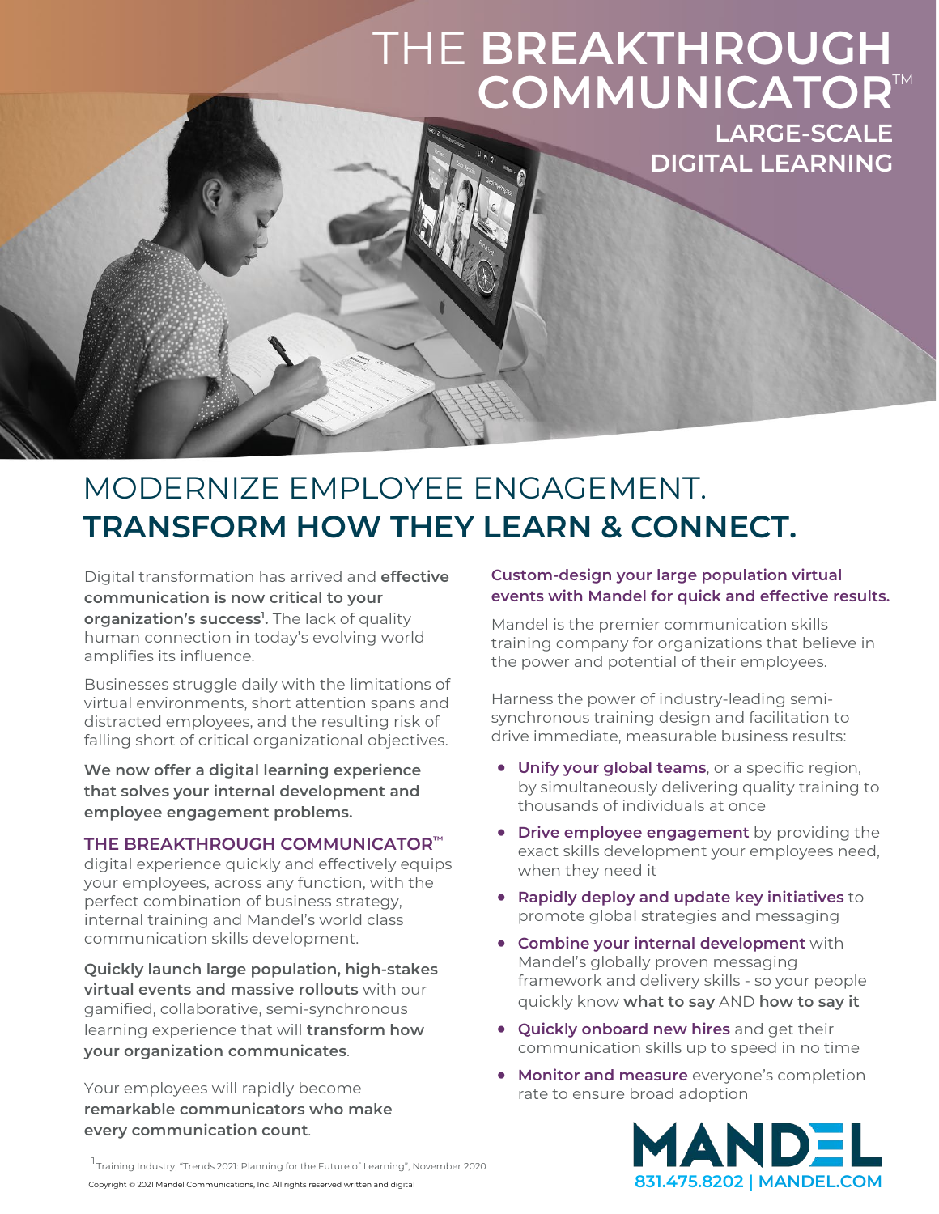# THE **BREAKTHROUGH COMMUNICATOR**™

## LARGE-SCALE DIGITAL LEARNING

# MODERNIZE EMPLOYEE ENGAGEMENT. **TRANSFORM HOW THEY LEARN & CONNECT.**

Digital transformation has arrived and **effective communication is now critical to your organization's success[1].** The lack of quality human connection in today's evolving world amplifies its influence.

Businesses struggle daily with the limitations of virtual environments, short attention spans and distracted employees, and the resulting risk of falling short of critical organizational objectives.

**We now offer a digital learning experience that solves your internal development and employee engagement problems.**

**THE BREAKTHROUGH COMMUNICATOR™** digital experience quickly and effectively equips your employees, across any function, with the perfect combination of business strategy, internal training and Mandel's world class communication skills development.

**Quickly launch large population, high-stakes virtual events and massive rollouts** with our gamified, collaborative, semi-synchronous learning experience that will **transform how your organization communicates**.

Your employees will rapidly become **remarkable communicators who make every communication count**.

**Custom-design your large population virtual events with Mandel for quick and effective results.**

Mandel is the premier communication skills training company for organizations that believe in the power and potential of their employees.

Harness the power of industry-leading semi-synchronous training design and facilitation to drive immediate, measurable business results:

- **Unify your global teams**, or a specific region, by simultaneously delivering quality training to thousands of individuals at once
- **Drive employee engagement** by providing the exact skills development your employees need, when they need it
- **Rapidly deploy and update key initiatives** to promote global strategies and messaging
- **Combine your internal development** with Mandel's globally proven messaging framework and delivery skills - so your people quickly know **what to say** AND **how to say it**
- **Quickly onboard new hires** and get their communication skills up to speed in no time
- **Monitor and measure** everyone's completion rate to ensure broad adoption

[1] Training Industry, "Trends 2021: Planning for the Future of Learning", November 2020

Copyright © 2021 Mandel Communications, Inc. All rights reserved written and digital

**MANDEL**
831.475.8202 | MANDEL.COM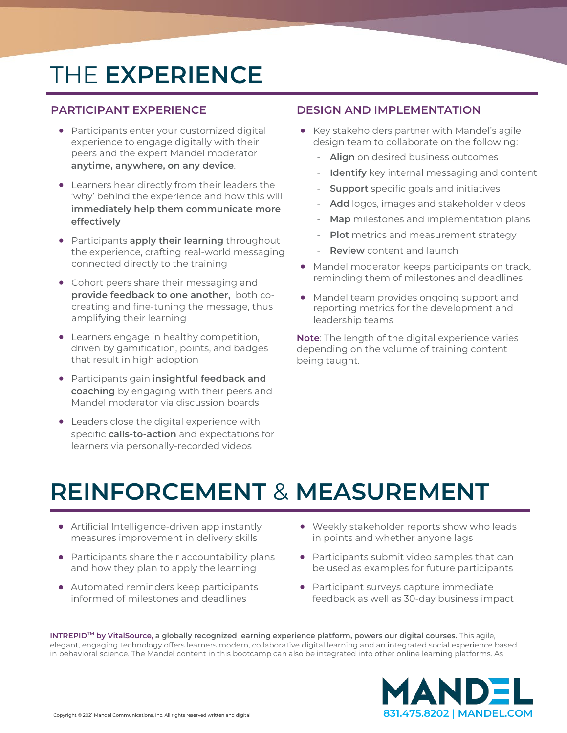# THE **EXPERIENCE**

## PARTICIPANT EXPERIENCE

- Participants enter your customized digital experience to engage digitally with their peers and the expert Mandel moderator **anytime, anywhere, on any device**.
- Learners hear directly from their leaders the 'why' behind the experience and how this will **immediately help them communicate more effectively**
- Participants **apply their learning** throughout the experience, crafting real-world messaging connected directly to the training
- Cohort peers share their messaging and **provide feedback to one another,** both co-creating and fine-tuning the message, thus amplifying their learning
- Learners engage in healthy competition, driven by gamification, points, and badges that result in high adoption
- Participants gain **insightful feedback and coaching** by engaging with their peers and Mandel moderator via discussion boards
- Leaders close the digital experience with specific **calls-to-action** and expectations for learners via personally-recorded videos

## DESIGN AND IMPLEMENTATION

- Key stakeholders partner with Mandel's agile design team to collaborate on the following:
  - **Align** on desired business outcomes
  - **Identify** key internal messaging and content
  - **Support** specific goals and initiatives
  - **Add** logos, images and stakeholder videos
  - **Map** milestones and implementation plans
  - **Plot** metrics and measurement strategy
  - **Review** content and launch
- Mandel moderator keeps participants on track, reminding them of milestones and deadlines
- Mandel team provides ongoing support and reporting metrics for the development and leadership teams

**Note**: The length of the digital experience varies depending on the volume of training content being taught.

# **REINFORCEMENT** & **MEASUREMENT**

- Artificial Intelligence-driven app instantly measures improvement in delivery skills
- Participants share their accountability plans and how they plan to apply the learning
- Automated reminders keep participants informed of milestones and deadlines
- Weekly stakeholder reports show who leads in points and whether anyone lags
- Participants submit video samples that can be used as examples for future participants
- Participant surveys capture immediate feedback as well as 30-day business impact

**INTREPID™ by VitalSource, a globally recognized learning experience platform, powers our digital courses.** This agile, elegant, engaging technology offers learners modern, collaborative digital learning and an integrated social experience based in behavioral science. The Mandel content in this bootcamp can also be integrated into other online learning platforms. As

MANDEL
831.475.8202 | MANDEL.COM

Copyright © 2021 Mandel Communications, Inc. All rights reserved written and digital